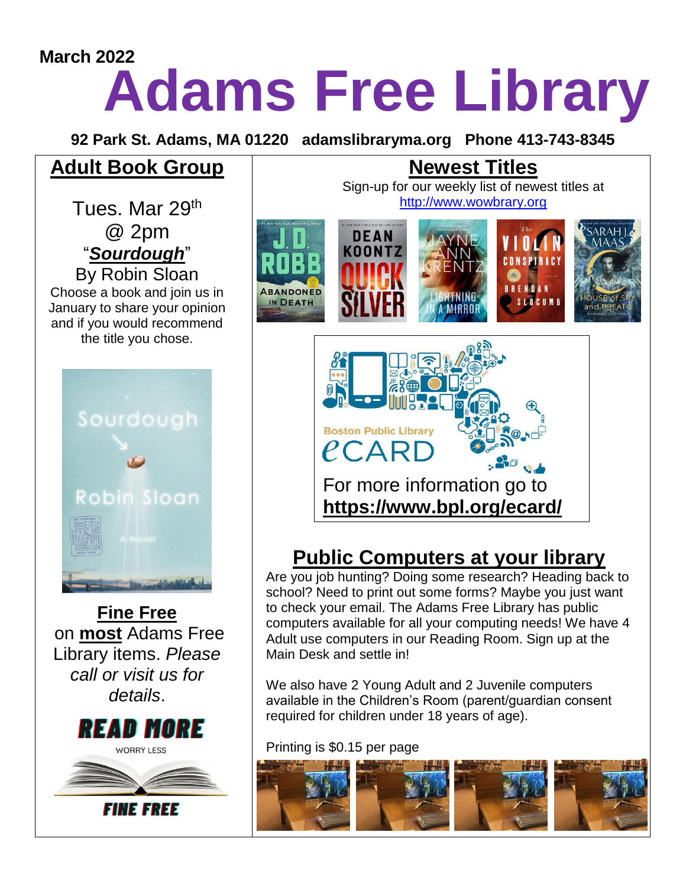March 2022

# Adams Free Library

**92 Park St. Adams, MA 01220   adamslibraryma.org   Phone 413-743-8345**

## Adult Book Group

Tues. Mar 29th
@ 2pm
"***Sourdough***"
By Robin Sloan

Choose a book and join us in January to share your opinion and if you would recommend the title you chose.

## Fine Free

on **most** Adams Free Library items. *Please call or visit us for details*.

READ MORE
WORRY LESS
FINE FREE

## Newest Titles

Sign-up for our weekly list of newest titles at http://www.wowbrary.org

Boston Public Library eCARD

For more information go to **https://www.bpl.org/ecard/**

## Public Computers at your library

Are you job hunting? Doing some research? Heading back to school? Need to print out some forms? Maybe you just want to check your email. The Adams Free Library has public computers available for all your computing needs! We have 4 Adult use computers in our Reading Room. Sign up at the Main Desk and settle in!

We also have 2 Young Adult and 2 Juvenile computers available in the Children's Room (parent/guardian consent required for children under 18 years of age).

Printing is $0.15 per page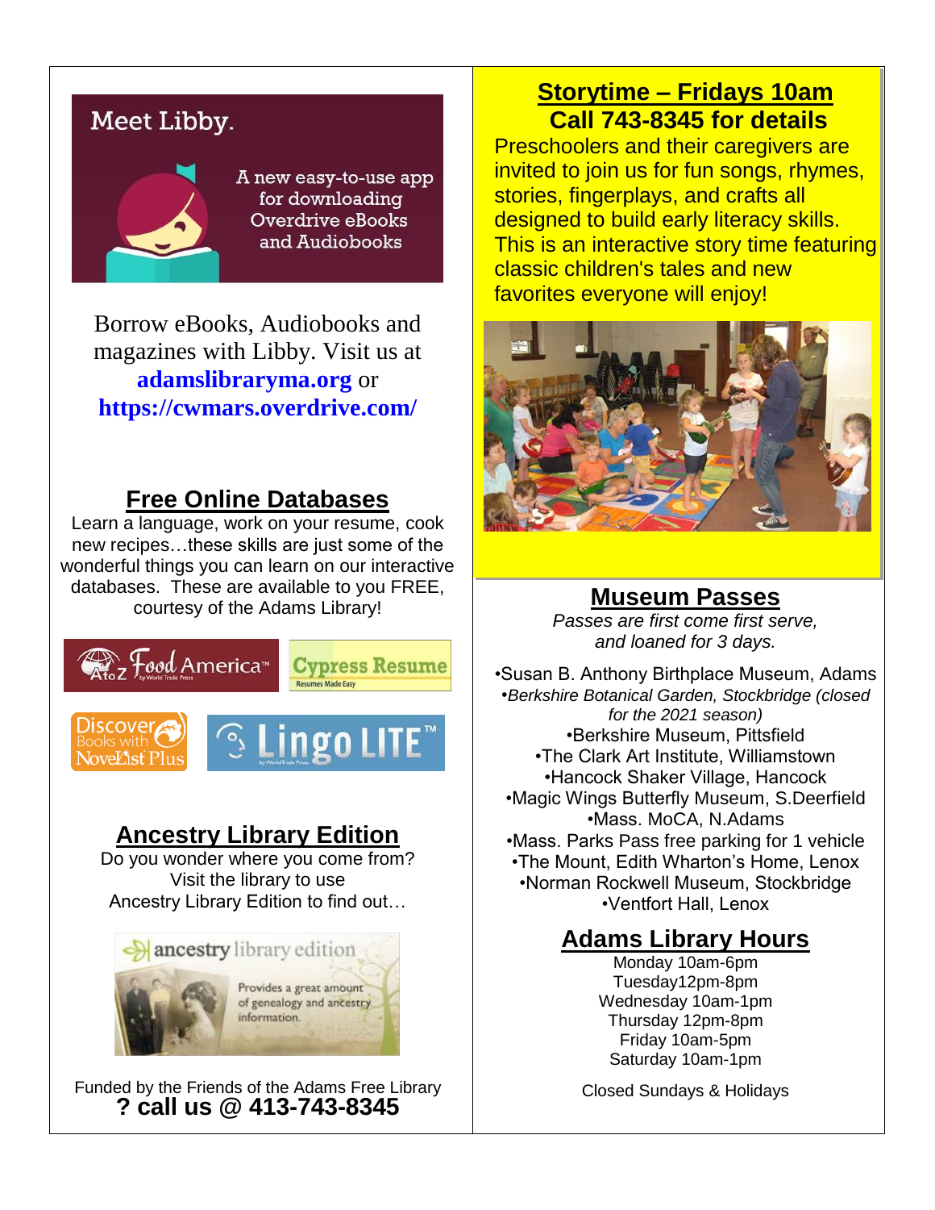Meet Libby.

A new easy-to-use app for downloading Overdrive eBooks and Audiobooks

Borrow eBooks, Audiobooks and magazines with Libby. Visit us at **adamslibraryma.org** or **https://cwmars.overdrive.com/**

## Free Online Databases

Learn a language, work on your resume, cook new recipes…these skills are just some of the wonderful things you can learn on our interactive databases. These are available to you FREE, courtesy of the Adams Library!

AtoZ Food America™

Cypress Resume — Resumes Made Easy

Discover Books with NoveList Plus

Lingo LITE™

## Ancestry Library Edition

Do you wonder where you come from?
Visit the library to use
Ancestry Library Edition to find out…

ancestry library edition — Provides a great amount of genealogy and ancestry information.

Funded by the Friends of the Adams Free Library

**? call us @ 413-743-8345**

## Storytime – Fridays 10am

**Call 743-8345 for details**

Preschoolers and their caregivers are invited to join us for fun songs, rhymes, stories, fingerplays, and crafts all designed to build early literacy skills. This is an interactive story time featuring classic children's tales and new favorites everyone will enjoy!

## Museum Passes

*Passes are first come first serve, and loaned for 3 days.*

- Susan B. Anthony Birthplace Museum, Adams
- *Berkshire Botanical Garden, Stockbridge (closed for the 2021 season)*
- Berkshire Museum, Pittsfield
- The Clark Art Institute, Williamstown
- Hancock Shaker Village, Hancock
- Magic Wings Butterfly Museum, S.Deerfield
- Mass. MoCA, N.Adams
- Mass. Parks Pass free parking for 1 vehicle
- The Mount, Edith Wharton's Home, Lenox
- Norman Rockwell Museum, Stockbridge
- Ventfort Hall, Lenox

## Adams Library Hours

Monday 10am-6pm
Tuesday12pm-8pm
Wednesday 10am-1pm
Thursday 12pm-8pm
Friday 10am-5pm
Saturday 10am-1pm

Closed Sundays & Holidays